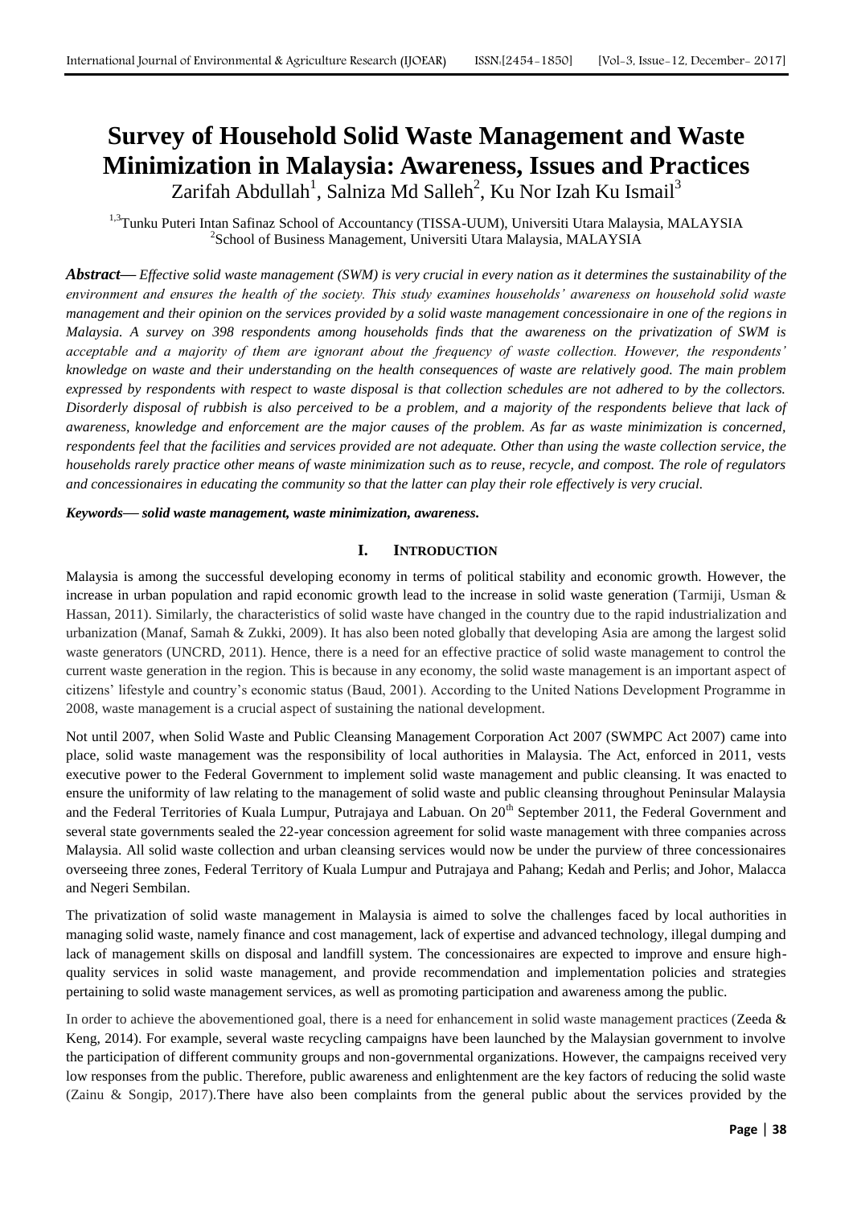# Survey of Household Solid Waste Management and Waste Minimization in Malaysia: Awareness, Issues and Practices

Zarifah Abdullah[1], Salniza Md Salleh[2], Ku Nor Izah Ku Ismail[3]

[1,3]Tunku Puteri Intan Safinaz School of Accountancy (TISSA-UUM), Universiti Utara Malaysia, MALAYSIA
[2]School of Business Management, Universiti Utara Malaysia, MALAYSIA

***Abstract*— *Effective solid waste management (SWM) is very crucial in every nation as it determines the sustainability of the environment and ensures the health of the society. This study examines households' awareness on household solid waste management and their opinion on the services provided by a solid waste management concessionaire in one of the regions in Malaysia. A survey on 398 respondents among households finds that the awareness on the privatization of SWM is acceptable and a majority of them are ignorant about the frequency of waste collection. However, the respondents' knowledge on waste and their understanding on the health consequences of waste are relatively good. The main problem expressed by respondents with respect to waste disposal is that collection schedules are not adhered to by the collectors. Disorderly disposal of rubbish is also perceived to be a problem, and a majority of the respondents believe that lack of awareness, knowledge and enforcement are the major causes of the problem. As far as waste minimization is concerned, respondents feel that the facilities and services provided are not adequate. Other than using the waste collection service, the households rarely practice other means of waste minimization such as to reuse, recycle, and compost. The role of regulators and concessionaires in educating the community so that the latter can play their role effectively is very crucial.***

***Keywords*— *solid waste management, waste minimization, awareness.***

## I. INTRODUCTION

Malaysia is among the successful developing economy in terms of political stability and economic growth. However, the increase in urban population and rapid economic growth lead to the increase in solid waste generation (Tarmiji, Usman & Hassan, 2011). Similarly, the characteristics of solid waste have changed in the country due to the rapid industrialization and urbanization (Manaf, Samah & Zukki, 2009). It has also been noted globally that developing Asia are among the largest solid waste generators (UNCRD, 2011). Hence, there is a need for an effective practice of solid waste management to control the current waste generation in the region. This is because in any economy, the solid waste management is an important aspect of citizens' lifestyle and country's economic status (Baud, 2001). According to the United Nations Development Programme in 2008, waste management is a crucial aspect of sustaining the national development.

Not until 2007, when Solid Waste and Public Cleansing Management Corporation Act 2007 (SWMPC Act 2007) came into place, solid waste management was the responsibility of local authorities in Malaysia. The Act, enforced in 2011, vests executive power to the Federal Government to implement solid waste management and public cleansing. It was enacted to ensure the uniformity of law relating to the management of solid waste and public cleansing throughout Peninsular Malaysia and the Federal Territories of Kuala Lumpur, Putrajaya and Labuan. On 20th September 2011, the Federal Government and several state governments sealed the 22-year concession agreement for solid waste management with three companies across Malaysia. All solid waste collection and urban cleansing services would now be under the purview of three concessionaires overseeing three zones, Federal Territory of Kuala Lumpur and Putrajaya and Pahang; Kedah and Perlis; and Johor, Malacca and Negeri Sembilan.

The privatization of solid waste management in Malaysia is aimed to solve the challenges faced by local authorities in managing solid waste, namely finance and cost management, lack of expertise and advanced technology, illegal dumping and lack of management skills on disposal and landfill system. The concessionaires are expected to improve and ensure high-quality services in solid waste management, and provide recommendation and implementation policies and strategies pertaining to solid waste management services, as well as promoting participation and awareness among the public.

In order to achieve the abovementioned goal, there is a need for enhancement in solid waste management practices (Zeeda & Keng, 2014). For example, several waste recycling campaigns have been launched by the Malaysian government to involve the participation of different community groups and non-governmental organizations. However, the campaigns received very low responses from the public. Therefore, public awareness and enlightenment are the key factors of reducing the solid waste (Zainu & Songip, 2017).There have also been complaints from the general public about the services provided by the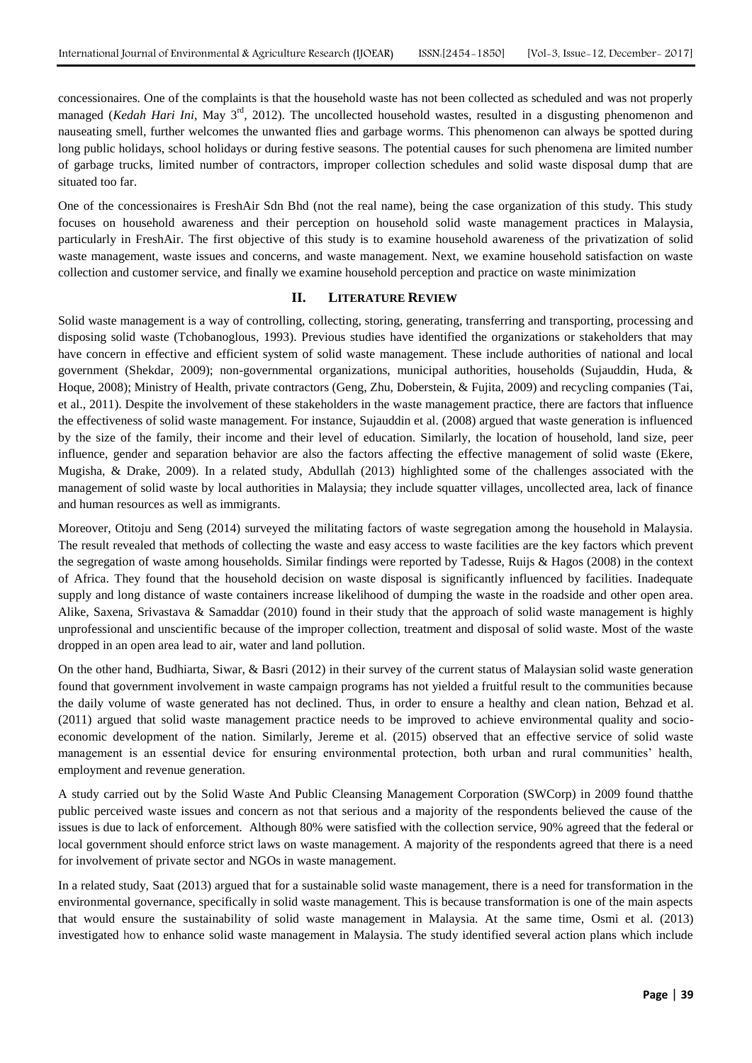concessionaires. One of the complaints is that the household waste has not been collected as scheduled and was not properly managed (*Kedah Hari Ini*, May 3rd, 2012). The uncollected household wastes, resulted in a disgusting phenomenon and nauseating smell, further welcomes the unwanted flies and garbage worms. This phenomenon can always be spotted during long public holidays, school holidays or during festive seasons. The potential causes for such phenomena are limited number of garbage trucks, limited number of contractors, improper collection schedules and solid waste disposal dump that are situated too far.

One of the concessionaires is FreshAir Sdn Bhd (not the real name), being the case organization of this study. This study focuses on household awareness and their perception on household solid waste management practices in Malaysia, particularly in FreshAir. The first objective of this study is to examine household awareness of the privatization of solid waste management, waste issues and concerns, and waste management. Next, we examine household satisfaction on waste collection and customer service, and finally we examine household perception and practice on waste minimization

## II. LITERATURE REVIEW

Solid waste management is a way of controlling, collecting, storing, generating, transferring and transporting, processing and disposing solid waste (Tchobanoglous, 1993). Previous studies have identified the organizations or stakeholders that may have concern in effective and efficient system of solid waste management. These include authorities of national and local government (Shekdar, 2009); non-governmental organizations, municipal authorities, households (Sujauddin, Huda, & Hoque, 2008); Ministry of Health, private contractors (Geng, Zhu, Doberstein, & Fujita, 2009) and recycling companies (Tai, et al., 2011). Despite the involvement of these stakeholders in the waste management practice, there are factors that influence the effectiveness of solid waste management. For instance, Sujauddin et al. (2008) argued that waste generation is influenced by the size of the family, their income and their level of education. Similarly, the location of household, land size, peer influence, gender and separation behavior are also the factors affecting the effective management of solid waste (Ekere, Mugisha, & Drake, 2009). In a related study, Abdullah (2013) highlighted some of the challenges associated with the management of solid waste by local authorities in Malaysia; they include squatter villages, uncollected area, lack of finance and human resources as well as immigrants.

Moreover, Otitoju and Seng (2014) surveyed the militating factors of waste segregation among the household in Malaysia. The result revealed that methods of collecting the waste and easy access to waste facilities are the key factors which prevent the segregation of waste among households. Similar findings were reported by Tadesse, Ruijs & Hagos (2008) in the context of Africa. They found that the household decision on waste disposal is significantly influenced by facilities. Inadequate supply and long distance of waste containers increase likelihood of dumping the waste in the roadside and other open area. Alike, Saxena, Srivastava & Samaddar (2010) found in their study that the approach of solid waste management is highly unprofessional and unscientific because of the improper collection, treatment and disposal of solid waste. Most of the waste dropped in an open area lead to air, water and land pollution.

On the other hand, Budhiarta, Siwar, & Basri (2012) in their survey of the current status of Malaysian solid waste generation found that government involvement in waste campaign programs has not yielded a fruitful result to the communities because the daily volume of waste generated has not declined. Thus, in order to ensure a healthy and clean nation, Behzad et al. (2011) argued that solid waste management practice needs to be improved to achieve environmental quality and socio-economic development of the nation. Similarly, Jereme et al. (2015) observed that an effective service of solid waste management is an essential device for ensuring environmental protection, both urban and rural communities' health, employment and revenue generation.

A study carried out by the Solid Waste And Public Cleansing Management Corporation (SWCorp) in 2009 found thatthe public perceived waste issues and concern as not that serious and a majority of the respondents believed the cause of the issues is due to lack of enforcement. Although 80% were satisfied with the collection service, 90% agreed that the federal or local government should enforce strict laws on waste management. A majority of the respondents agreed that there is a need for involvement of private sector and NGOs in waste management.

In a related study, Saat (2013) argued that for a sustainable solid waste management, there is a need for transformation in the environmental governance, specifically in solid waste management. This is because transformation is one of the main aspects that would ensure the sustainability of solid waste management in Malaysia. At the same time, Osmi et al. (2013) investigated how to enhance solid waste management in Malaysia. The study identified several action plans which include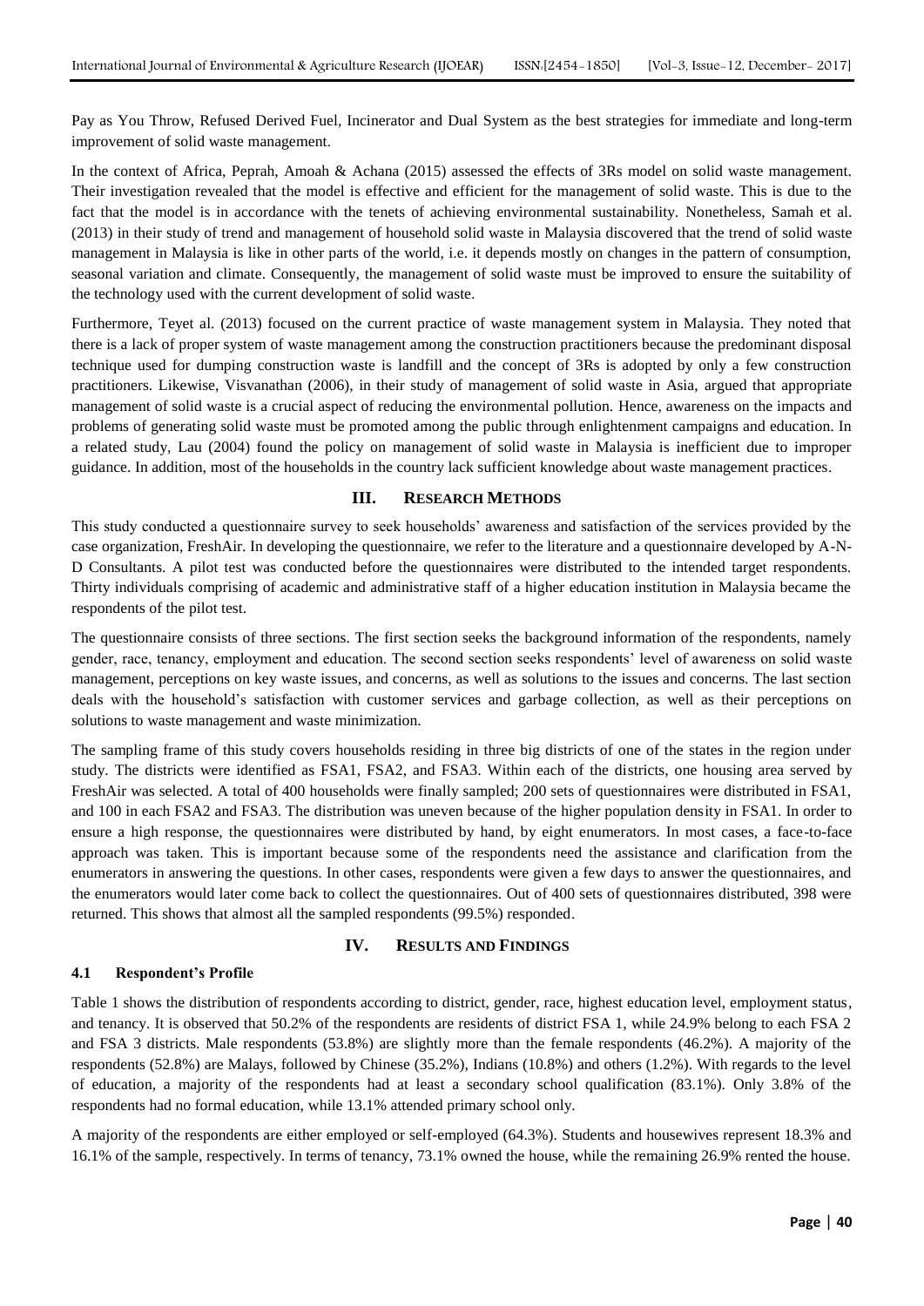Pay as You Throw, Refused Derived Fuel, Incinerator and Dual System as the best strategies for immediate and long-term improvement of solid waste management.

In the context of Africa, Peprah, Amoah & Achana (2015) assessed the effects of 3Rs model on solid waste management. Their investigation revealed that the model is effective and efficient for the management of solid waste. This is due to the fact that the model is in accordance with the tenets of achieving environmental sustainability. Nonetheless, Samah et al. (2013) in their study of trend and management of household solid waste in Malaysia discovered that the trend of solid waste management in Malaysia is like in other parts of the world, i.e. it depends mostly on changes in the pattern of consumption, seasonal variation and climate. Consequently, the management of solid waste must be improved to ensure the suitability of the technology used with the current development of solid waste.

Furthermore, Teyet al. (2013) focused on the current practice of waste management system in Malaysia. They noted that there is a lack of proper system of waste management among the construction practitioners because the predominant disposal technique used for dumping construction waste is landfill and the concept of 3Rs is adopted by only a few construction practitioners. Likewise, Visvanathan (2006), in their study of management of solid waste in Asia, argued that appropriate management of solid waste is a crucial aspect of reducing the environmental pollution. Hence, awareness on the impacts and problems of generating solid waste must be promoted among the public through enlightenment campaigns and education. In a related study, Lau (2004) found the policy on management of solid waste in Malaysia is inefficient due to improper guidance. In addition, most of the households in the country lack sufficient knowledge about waste management practices.

## III. RESEARCH METHODS

This study conducted a questionnaire survey to seek households' awareness and satisfaction of the services provided by the case organization, FreshAir. In developing the questionnaire, we refer to the literature and a questionnaire developed by A-N-D Consultants. A pilot test was conducted before the questionnaires were distributed to the intended target respondents. Thirty individuals comprising of academic and administrative staff of a higher education institution in Malaysia became the respondents of the pilot test.

The questionnaire consists of three sections. The first section seeks the background information of the respondents, namely gender, race, tenancy, employment and education. The second section seeks respondents' level of awareness on solid waste management, perceptions on key waste issues, and concerns, as well as solutions to the issues and concerns. The last section deals with the household's satisfaction with customer services and garbage collection, as well as their perceptions on solutions to waste management and waste minimization.

The sampling frame of this study covers households residing in three big districts of one of the states in the region under study. The districts were identified as FSA1, FSA2, and FSA3. Within each of the districts, one housing area served by FreshAir was selected. A total of 400 households were finally sampled; 200 sets of questionnaires were distributed in FSA1, and 100 in each FSA2 and FSA3. The distribution was uneven because of the higher population density in FSA1. In order to ensure a high response, the questionnaires were distributed by hand, by eight enumerators. In most cases, a face-to-face approach was taken. This is important because some of the respondents need the assistance and clarification from the enumerators in answering the questions. In other cases, respondents were given a few days to answer the questionnaires, and the enumerators would later come back to collect the questionnaires. Out of 400 sets of questionnaires distributed, 398 were returned. This shows that almost all the sampled respondents (99.5%) responded.

## IV. RESULTS AND FINDINGS

### 4.1 Respondent's Profile

Table 1 shows the distribution of respondents according to district, gender, race, highest education level, employment status, and tenancy. It is observed that 50.2% of the respondents are residents of district FSA 1, while 24.9% belong to each FSA 2 and FSA 3 districts. Male respondents (53.8%) are slightly more than the female respondents (46.2%). A majority of the respondents (52.8%) are Malays, followed by Chinese (35.2%), Indians (10.8%) and others (1.2%). With regards to the level of education, a majority of the respondents had at least a secondary school qualification (83.1%). Only 3.8% of the respondents had no formal education, while 13.1% attended primary school only.

A majority of the respondents are either employed or self-employed (64.3%). Students and housewives represent 18.3% and 16.1% of the sample, respectively. In terms of tenancy, 73.1% owned the house, while the remaining 26.9% rented the house.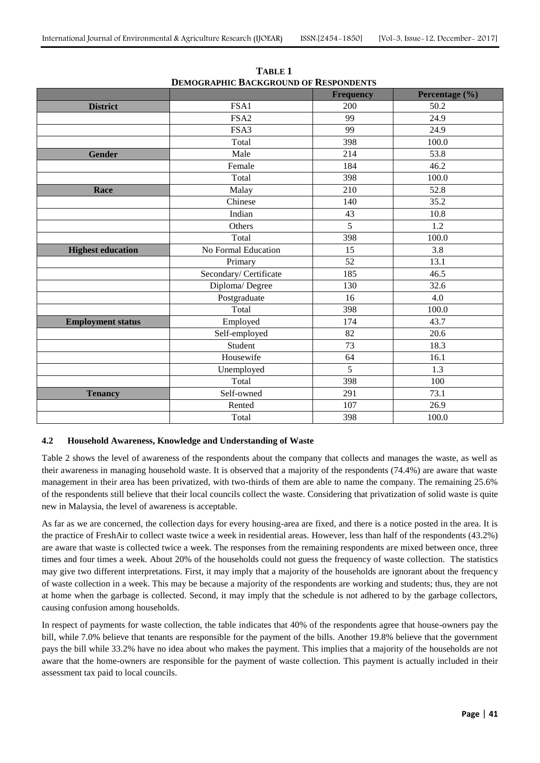**TABLE 1**
**DEMOGRAPHIC BACKGROUND OF RESPONDENTS**

| | | Frequency | Percentage (%) |
|---|---|---|---|
| **District** | FSA1 | 200 | 50.2 |
| | FSA2 | 99 | 24.9 |
| | FSA3 | 99 | 24.9 |
| | Total | 398 | 100.0 |
| **Gender** | Male | 214 | 53.8 |
| | Female | 184 | 46.2 |
| | Total | 398 | 100.0 |
| **Race** | Malay | 210 | 52.8 |
| | Chinese | 140 | 35.2 |
| | Indian | 43 | 10.8 |
| | Others | 5 | 1.2 |
| | Total | 398 | 100.0 |
| **Highest education** | No Formal Education | 15 | 3.8 |
| | Primary | 52 | 13.1 |
| | Secondary/ Certificate | 185 | 46.5 |
| | Diploma/ Degree | 130 | 32.6 |
| | Postgraduate | 16 | 4.0 |
| | Total | 398 | 100.0 |
| **Employment status** | Employed | 174 | 43.7 |
| | Self-employed | 82 | 20.6 |
| | Student | 73 | 18.3 |
| | Housewife | 64 | 16.1 |
| | Unemployed | 5 | 1.3 |
| | Total | 398 | 100 |
| **Tenancy** | Self-owned | 291 | 73.1 |
| | Rented | 107 | 26.9 |
| | Total | 398 | 100.0 |

### 4.2 Household Awareness, Knowledge and Understanding of Waste

Table 2 shows the level of awareness of the respondents about the company that collects and manages the waste, as well as their awareness in managing household waste. It is observed that a majority of the respondents (74.4%) are aware that waste management in their area has been privatized, with two-thirds of them are able to name the company. The remaining 25.6% of the respondents still believe that their local councils collect the waste. Considering that privatization of solid waste is quite new in Malaysia, the level of awareness is acceptable.

As far as we are concerned, the collection days for every housing-area are fixed, and there is a notice posted in the area. It is the practice of FreshAir to collect waste twice a week in residential areas. However, less than half of the respondents (43.2%) are aware that waste is collected twice a week. The responses from the remaining respondents are mixed between once, three times and four times a week. About 20% of the households could not guess the frequency of waste collection. The statistics may give two different interpretations. First, it may imply that a majority of the households are ignorant about the frequency of waste collection in a week. This may be because a majority of the respondents are working and students; thus, they are not at home when the garbage is collected. Second, it may imply that the schedule is not adhered to by the garbage collectors, causing confusion among households.

In respect of payments for waste collection, the table indicates that 40% of the respondents agree that house-owners pay the bill, while 7.0% believe that tenants are responsible for the payment of the bills. Another 19.8% believe that the government pays the bill while 33.2% have no idea about who makes the payment. This implies that a majority of the households are not aware that the home-owners are responsible for the payment of waste collection. This payment is actually included in their assessment tax paid to local councils.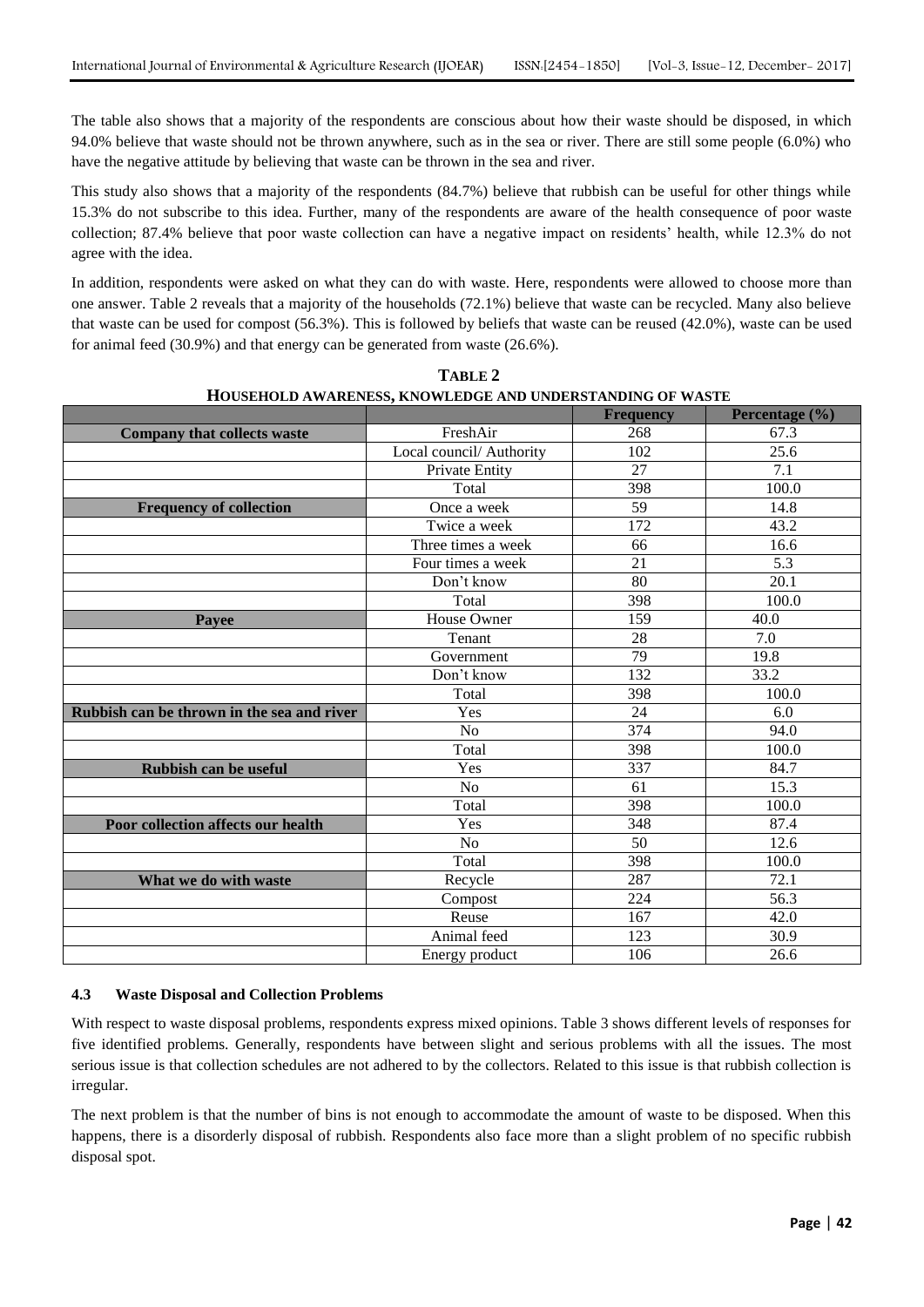The table also shows that a majority of the respondents are conscious about how their waste should be disposed, in which 94.0% believe that waste should not be thrown anywhere, such as in the sea or river. There are still some people (6.0%) who have the negative attitude by believing that waste can be thrown in the sea and river.

This study also shows that a majority of the respondents (84.7%) believe that rubbish can be useful for other things while 15.3% do not subscribe to this idea. Further, many of the respondents are aware of the health consequence of poor waste collection; 87.4% believe that poor waste collection can have a negative impact on residents' health, while 12.3% do not agree with the idea.

In addition, respondents were asked on what they can do with waste. Here, respondents were allowed to choose more than one answer. Table 2 reveals that a majority of the households (72.1%) believe that waste can be recycled. Many also believe that waste can be used for compost (56.3%). This is followed by beliefs that waste can be reused (42.0%), waste can be used for animal feed (30.9%) and that energy can be generated from waste (26.6%).

**TABLE 2**
**HOUSEHOLD AWARENESS, KNOWLEDGE AND UNDERSTANDING OF WASTE**

| | | Frequency | Percentage (%) |
|---|---|---|---|
| **Company that collects waste** | FreshAir | 268 | 67.3 |
| | Local council/ Authority | 102 | 25.6 |
| | Private Entity | 27 | 7.1 |
| | Total | 398 | 100.0 |
| **Frequency of collection** | Once a week | 59 | 14.8 |
| | Twice a week | 172 | 43.2 |
| | Three times a week | 66 | 16.6 |
| | Four times a week | 21 | 5.3 |
| | Don't know | 80 | 20.1 |
| | Total | 398 | 100.0 |
| **Payee** | House Owner | 159 | 40.0 |
| | Tenant | 28 | 7.0 |
| | Government | 79 | 19.8 |
| | Don't know | 132 | 33.2 |
| | Total | 398 | 100.0 |
| **Rubbish can be thrown in the sea and river** | Yes | 24 | 6.0 |
| | No | 374 | 94.0 |
| | Total | 398 | 100.0 |
| **Rubbish can be useful** | Yes | 337 | 84.7 |
| | No | 61 | 15.3 |
| | Total | 398 | 100.0 |
| **Poor collection affects our health** | Yes | 348 | 87.4 |
| | No | 50 | 12.6 |
| | Total | 398 | 100.0 |
| **What we do with waste** | Recycle | 287 | 72.1 |
| | Compost | 224 | 56.3 |
| | Reuse | 167 | 42.0 |
| | Animal feed | 123 | 30.9 |
| | Energy product | 106 | 26.6 |

### 4.3 Waste Disposal and Collection Problems

With respect to waste disposal problems, respondents express mixed opinions. Table 3 shows different levels of responses for five identified problems. Generally, respondents have between slight and serious problems with all the issues. The most serious issue is that collection schedules are not adhered to by the collectors. Related to this issue is that rubbish collection is irregular.

The next problem is that the number of bins is not enough to accommodate the amount of waste to be disposed. When this happens, there is a disorderly disposal of rubbish. Respondents also face more than a slight problem of no specific rubbish disposal spot.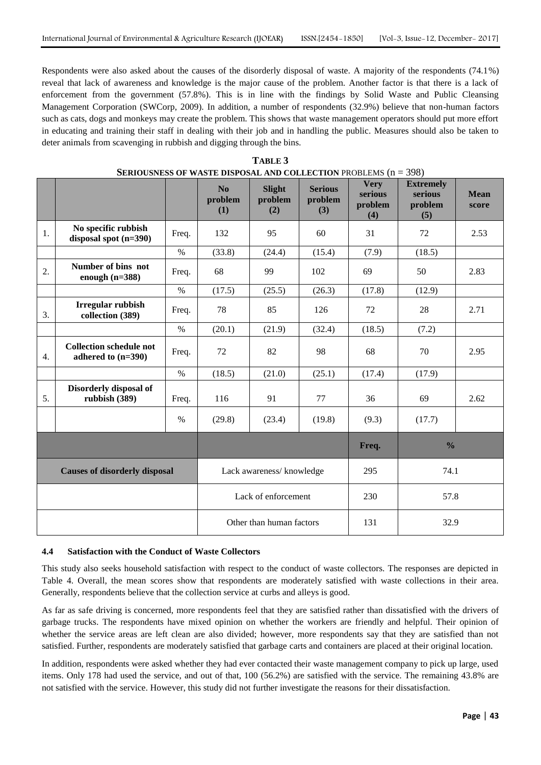Respondents were also asked about the causes of the disorderly disposal of waste. A majority of the respondents (74.1%) reveal that lack of awareness and knowledge is the major cause of the problem. Another factor is that there is a lack of enforcement from the government (57.8%). This is in line with the findings by Solid Waste and Public Cleansing Management Corporation (SWCorp, 2009). In addition, a number of respondents (32.9%) believe that non-human factors such as cats, dogs and monkeys may create the problem. This shows that waste management operators should put more effort in educating and training their staff in dealing with their job and in handling the public. Measures should also be taken to deter animals from scavenging in rubbish and digging through the bins.

**TABLE 3**
**SERIOUSNESS OF WASTE DISPOSAL AND COLLECTION PROBLEMS (n = 398)**

| | | | No problem (1) | Slight problem (2) | Serious problem (3) | Very serious problem (4) | Extremely serious problem (5) | Mean score |
|---|---|---|---|---|---|---|---|---|
| 1. | **No specific rubbish disposal spot (n=390)** | Freq. | 132 | 95 | 60 | 31 | 72 | 2.53 |
| | | % | (33.8) | (24.4) | (15.4) | (7.9) | (18.5) | |
| 2. | **Number of bins not enough (n=388)** | Freq. | 68 | 99 | 102 | 69 | 50 | 2.83 |
| | | % | (17.5) | (25.5) | (26.3) | (17.8) | (12.9) | |
| 3. | **Irregular rubbish collection (389)** | Freq. | 78 | 85 | 126 | 72 | 28 | 2.71 |
| | | % | (20.1) | (21.9) | (32.4) | (18.5) | (7.2) | |
| 4. | **Collection schedule not adhered to (n=390)** | Freq. | 72 | 82 | 98 | 68 | 70 | 2.95 |
| | | % | (18.5) | (21.0) | (25.1) | (17.4) | (17.9) | |
| 5. | **Disorderly disposal of rubbish (389)** | Freq. | 116 | 91 | 77 | 36 | 69 | 2.62 |
| | | % | (29.8) | (23.4) | (19.8) | (9.3) | (17.7) | |
| | | | | | | **Freq.** | **%** | |
| **Causes of disorderly disposal** | | | Lack awareness/ knowledge | | | 295 | 74.1 | |
| | | | Lack of enforcement | | | 230 | 57.8 | |
| | | | Other than human factors | | | 131 | 32.9 | |

### 4.4 Satisfaction with the Conduct of Waste Collectors

This study also seeks household satisfaction with respect to the conduct of waste collectors. The responses are depicted in Table 4. Overall, the mean scores show that respondents are moderately satisfied with waste collections in their area. Generally, respondents believe that the collection service at curbs and alleys is good.

As far as safe driving is concerned, more respondents feel that they are satisfied rather than dissatisfied with the drivers of garbage trucks. The respondents have mixed opinion on whether the workers are friendly and helpful. Their opinion of whether the service areas are left clean are also divided; however, more respondents say that they are satisfied than not satisfied. Further, respondents are moderately satisfied that garbage carts and containers are placed at their original location.

In addition, respondents were asked whether they had ever contacted their waste management company to pick up large, used items. Only 178 had used the service, and out of that, 100 (56.2%) are satisfied with the service. The remaining 43.8% are not satisfied with the service. However, this study did not further investigate the reasons for their dissatisfaction.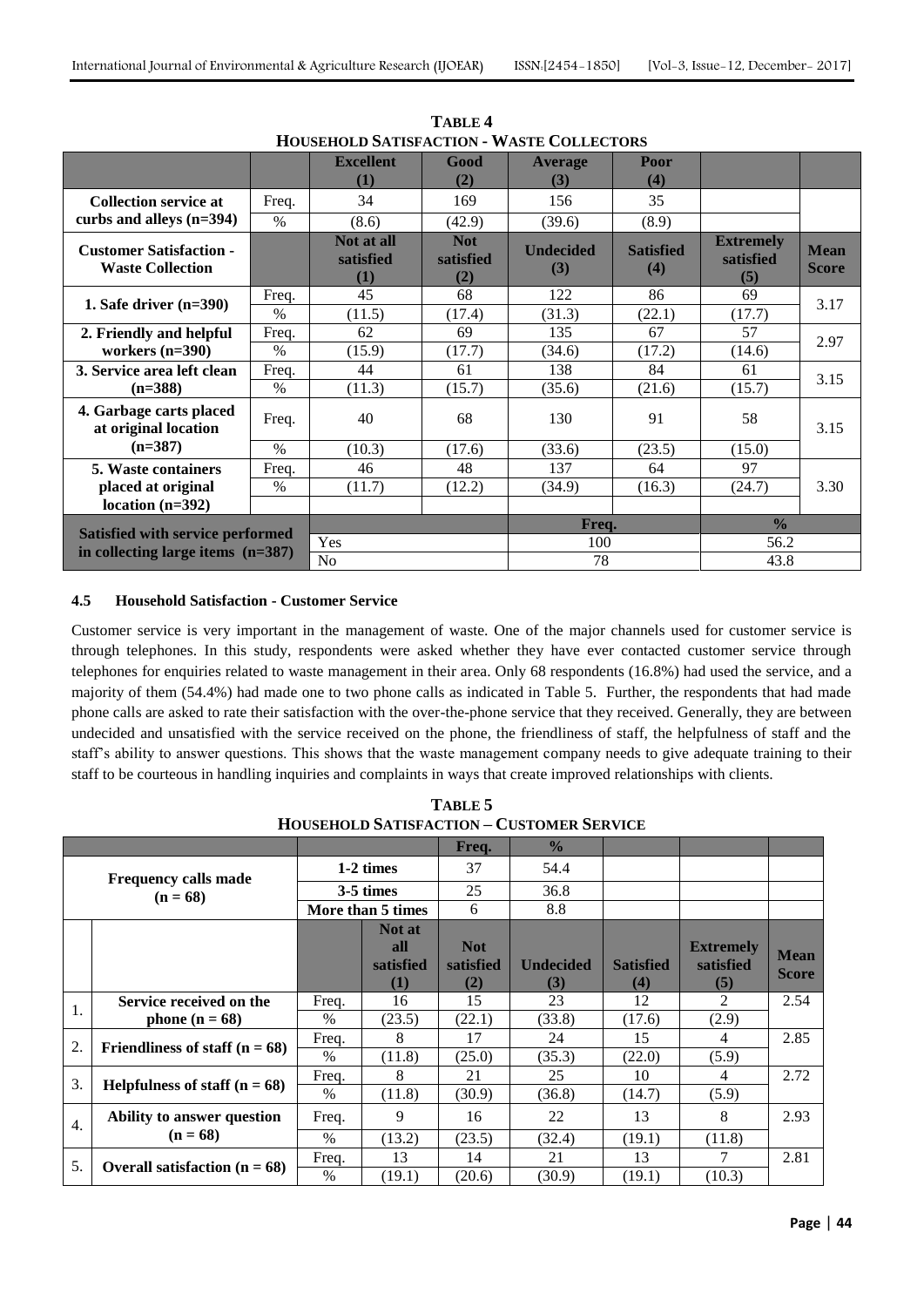**TABLE 4**
**HOUSEHOLD SATISFACTION - WASTE COLLECTORS**

| | | Excellent (1) | Good (2) | Average (3) | Poor (4) | | |
|---|---|---|---|---|---|---|---|
| **Collection service at curbs and alleys (n=394)** | Freq. | 34 | 169 | 156 | 35 | | |
| | % | (8.6) | (42.9) | (39.6) | (8.9) | | |
| **Customer Satisfaction - Waste Collection** | | **Not at all satisfied (1)** | **Not satisfied (2)** | **Undecided (3)** | **Satisfied (4)** | **Extremely satisfied (5)** | **Mean Score** |
| **1. Safe driver (n=390)** | Freq. | 45 | 68 | 122 | 86 | 69 | 3.17 |
| | % | (11.5) | (17.4) | (31.3) | (22.1) | (17.7) | |
| **2. Friendly and helpful workers (n=390)** | Freq. | 62 | 69 | 135 | 67 | 57 | 2.97 |
| | % | (15.9) | (17.7) | (34.6) | (17.2) | (14.6) | |
| **3. Service area left clean (n=388)** | Freq. | 44 | 61 | 138 | 84 | 61 | 3.15 |
| | % | (11.3) | (15.7) | (35.6) | (21.6) | (15.7) | |
| **4. Garbage carts placed at original location (n=387)** | Freq. | 40 | 68 | 130 | 91 | 58 | 3.15 |
| | % | (10.3) | (17.6) | (33.6) | (23.5) | (15.0) | |
| **5. Waste containers placed at original location (n=392)** | Freq. | 46 | 48 | 137 | 64 | 97 | 3.30 |
| | % | (11.7) | (12.2) | (34.9) | (16.3) | (24.7) | |
| **Satisfied with service performed in collecting large items (n=387)** | | | | **Freq.** | | **%** | |
| | | Yes | | 100 | | 56.2 | |
| | | No | | 78 | | 43.8 | |

### 4.5 Household Satisfaction - Customer Service

Customer service is very important in the management of waste. One of the major channels used for customer service is through telephones. In this study, respondents were asked whether they have ever contacted customer service through telephones for enquiries related to waste management in their area. Only 68 respondents (16.8%) had used the service, and a majority of them (54.4%) had made one to two phone calls as indicated in Table 5. Further, the respondents that had made phone calls are asked to rate their satisfaction with the over-the-phone service that they received. Generally, they are between undecided and unsatisfied with the service received on the phone, the friendliness of staff, the helpfulness of staff and the staff's ability to answer questions. This shows that the waste management company needs to give adequate training to their staff to be courteous in handling inquiries and complaints in ways that create improved relationships with clients.

**TABLE 5**
**HOUSEHOLD SATISFACTION – CUSTOMER SERVICE**

| | | | | Freq. | % | | | |
|---|---|---|---|---|---|---|---|---|
| **Frequency calls made (n = 68)** | | **1-2 times** | | 37 | 54.4 | | | |
| | | **3-5 times** | | 25 | 36.8 | | | |
| | | **More than 5 times** | | 6 | 8.8 | | | |
| | | | **Not at all satisfied (1)** | **Not satisfied (2)** | **Undecided (3)** | **Satisfied (4)** | **Extremely satisfied (5)** | **Mean Score** |
| 1. | **Service received on the phone (n = 68)** | Freq. | 16 | 15 | 23 | 12 | 2 | 2.54 |
| | | % | (23.5) | (22.1) | (33.8) | (17.6) | (2.9) | |
| 2. | **Friendliness of staff (n = 68)** | Freq. | 8 | 17 | 24 | 15 | 4 | 2.85 |
| | | % | (11.8) | (25.0) | (35.3) | (22.0) | (5.9) | |
| 3. | **Helpfulness of staff (n = 68)** | Freq. | 8 | 21 | 25 | 10 | 4 | 2.72 |
| | | % | (11.8) | (30.9) | (36.8) | (14.7) | (5.9) | |
| 4. | **Ability to answer question (n = 68)** | Freq. | 9 | 16 | 22 | 13 | 8 | 2.93 |
| | | % | (13.2) | (23.5) | (32.4) | (19.1) | (11.8) | |
| 5. | **Overall satisfaction (n = 68)** | Freq. | 13 | 14 | 21 | 13 | 7 | 2.81 |
| | | % | (19.1) | (20.6) | (30.9) | (19.1) | (10.3) | |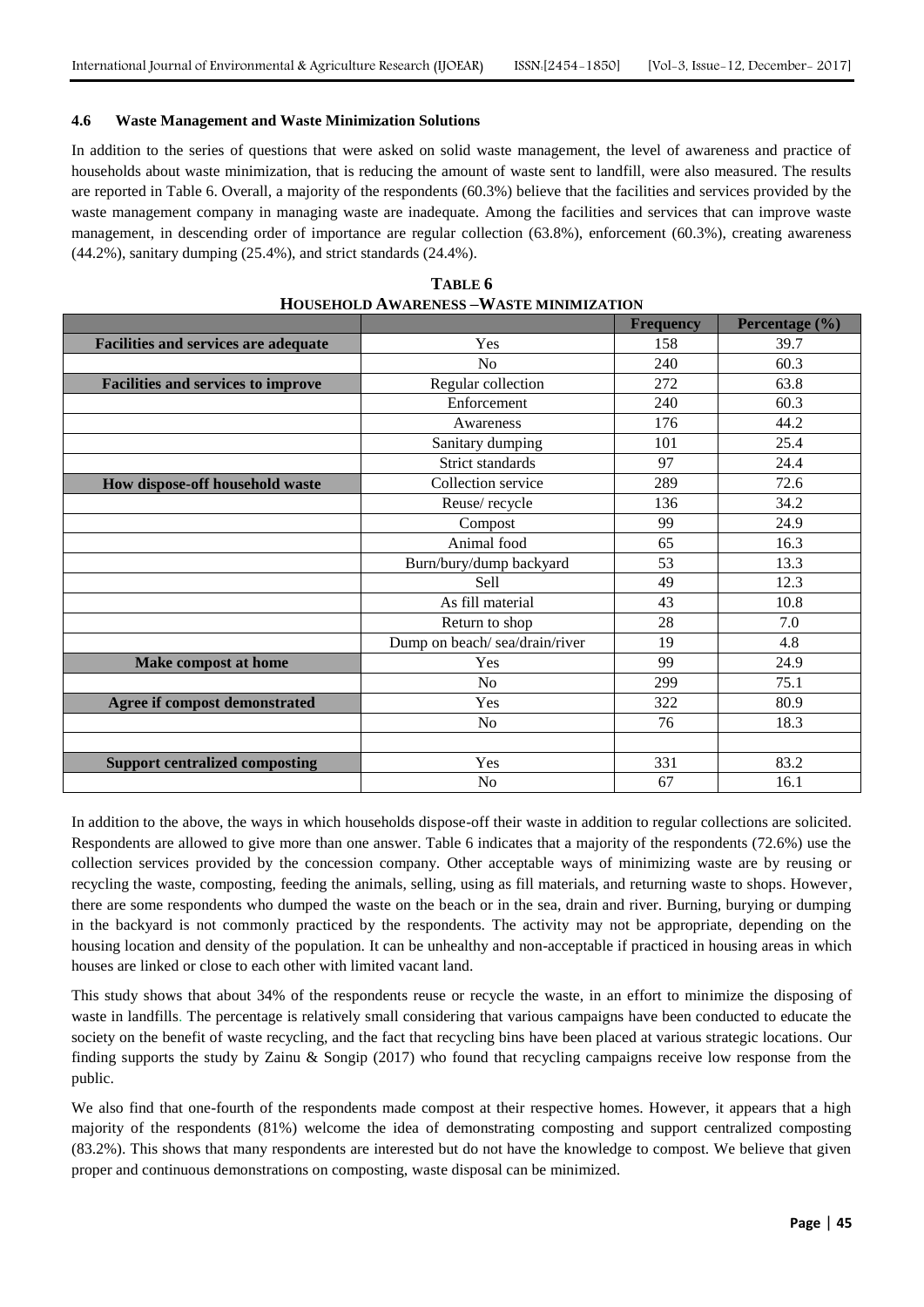### 4.6 Waste Management and Waste Minimization Solutions

In addition to the series of questions that were asked on solid waste management, the level of awareness and practice of households about waste minimization, that is reducing the amount of waste sent to landfill, were also measured. The results are reported in Table 6. Overall, a majority of the respondents (60.3%) believe that the facilities and services provided by the waste management company in managing waste are inadequate. Among the facilities and services that can improve waste management, in descending order of importance are regular collection (63.8%), enforcement (60.3%), creating awareness (44.2%), sanitary dumping (25.4%), and strict standards (24.4%).

**TABLE 6**
**HOUSEHOLD AWARENESS –WASTE MINIMIZATION**

| | | Frequency | Percentage (%) |
|---|---|---|---|
| **Facilities and services are adequate** | Yes | 158 | 39.7 |
| | No | 240 | 60.3 |
| **Facilities and services to improve** | Regular collection | 272 | 63.8 |
| | Enforcement | 240 | 60.3 |
| | Awareness | 176 | 44.2 |
| | Sanitary dumping | 101 | 25.4 |
| | Strict standards | 97 | 24.4 |
| **How dispose-off household waste** | Collection service | 289 | 72.6 |
| | Reuse/ recycle | 136 | 34.2 |
| | Compost | 99 | 24.9 |
| | Animal food | 65 | 16.3 |
| | Burn/bury/dump backyard | 53 | 13.3 |
| | Sell | 49 | 12.3 |
| | As fill material | 43 | 10.8 |
| | Return to shop | 28 | 7.0 |
| | Dump on beach/ sea/drain/river | 19 | 4.8 |
| **Make compost at home** | Yes | 99 | 24.9 |
| | No | 299 | 75.1 |
| **Agree if compost demonstrated** | Yes | 322 | 80.9 |
| | No | 76 | 18.3 |
| | | | |
| **Support centralized composting** | Yes | 331 | 83.2 |
| | No | 67 | 16.1 |

In addition to the above, the ways in which households dispose-off their waste in addition to regular collections are solicited. Respondents are allowed to give more than one answer. Table 6 indicates that a majority of the respondents (72.6%) use the collection services provided by the concession company. Other acceptable ways of minimizing waste are by reusing or recycling the waste, composting, feeding the animals, selling, using as fill materials, and returning waste to shops. However, there are some respondents who dumped the waste on the beach or in the sea, drain and river. Burning, burying or dumping in the backyard is not commonly practiced by the respondents. The activity may not be appropriate, depending on the housing location and density of the population. It can be unhealthy and non-acceptable if practiced in housing areas in which houses are linked or close to each other with limited vacant land.

This study shows that about 34% of the respondents reuse or recycle the waste, in an effort to minimize the disposing of waste in landfills. The percentage is relatively small considering that various campaigns have been conducted to educate the society on the benefit of waste recycling, and the fact that recycling bins have been placed at various strategic locations. Our finding supports the study by Zainu & Songip (2017) who found that recycling campaigns receive low response from the public.

We also find that one-fourth of the respondents made compost at their respective homes. However, it appears that a high majority of the respondents (81%) welcome the idea of demonstrating composting and support centralized composting (83.2%). This shows that many respondents are interested but do not have the knowledge to compost. We believe that given proper and continuous demonstrations on composting, waste disposal can be minimized.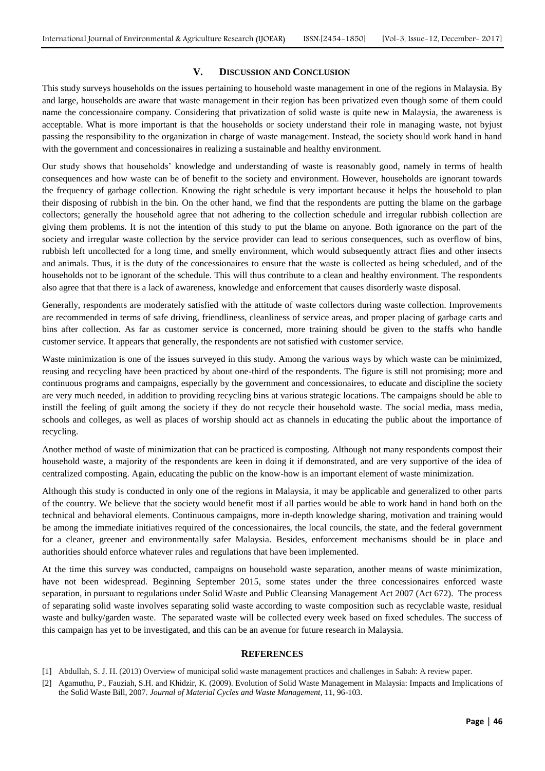## V. DISCUSSION AND CONCLUSION

This study surveys households on the issues pertaining to household waste management in one of the regions in Malaysia. By and large, households are aware that waste management in their region has been privatized even though some of them could name the concessionaire company. Considering that privatization of solid waste is quite new in Malaysia, the awareness is acceptable. What is more important is that the households or society understand their role in managing waste, not byjust passing the responsibility to the organization in charge of waste management. Instead, the society should work hand in hand with the government and concessionaires in realizing a sustainable and healthy environment.

Our study shows that households' knowledge and understanding of waste is reasonably good, namely in terms of health consequences and how waste can be of benefit to the society and environment. However, households are ignorant towards the frequency of garbage collection. Knowing the right schedule is very important because it helps the household to plan their disposing of rubbish in the bin. On the other hand, we find that the respondents are putting the blame on the garbage collectors; generally the household agree that not adhering to the collection schedule and irregular rubbish collection are giving them problems. It is not the intention of this study to put the blame on anyone. Both ignorance on the part of the society and irregular waste collection by the service provider can lead to serious consequences, such as overflow of bins, rubbish left uncollected for a long time, and smelly environment, which would subsequently attract flies and other insects and animals. Thus, it is the duty of the concessionaires to ensure that the waste is collected as being scheduled, and of the households not to be ignorant of the schedule. This will thus contribute to a clean and healthy environment. The respondents also agree that that there is a lack of awareness, knowledge and enforcement that causes disorderly waste disposal.

Generally, respondents are moderately satisfied with the attitude of waste collectors during waste collection. Improvements are recommended in terms of safe driving, friendliness, cleanliness of service areas, and proper placing of garbage carts and bins after collection. As far as customer service is concerned, more training should be given to the staffs who handle customer service. It appears that generally, the respondents are not satisfied with customer service.

Waste minimization is one of the issues surveyed in this study. Among the various ways by which waste can be minimized, reusing and recycling have been practiced by about one-third of the respondents. The figure is still not promising; more and continuous programs and campaigns, especially by the government and concessionaires, to educate and discipline the society are very much needed, in addition to providing recycling bins at various strategic locations. The campaigns should be able to instill the feeling of guilt among the society if they do not recycle their household waste. The social media, mass media, schools and colleges, as well as places of worship should act as channels in educating the public about the importance of recycling.

Another method of waste of minimization that can be practiced is composting. Although not many respondents compost their household waste, a majority of the respondents are keen in doing it if demonstrated, and are very supportive of the idea of centralized composting. Again, educating the public on the know-how is an important element of waste minimization.

Although this study is conducted in only one of the regions in Malaysia, it may be applicable and generalized to other parts of the country. We believe that the society would benefit most if all parties would be able to work hand in hand both on the technical and behavioral elements. Continuous campaigns, more in-depth knowledge sharing, motivation and training would be among the immediate initiatives required of the concessionaires, the local councils, the state, and the federal government for a cleaner, greener and environmentally safer Malaysia. Besides, enforcement mechanisms should be in place and authorities should enforce whatever rules and regulations that have been implemented.

At the time this survey was conducted, campaigns on household waste separation, another means of waste minimization, have not been widespread. Beginning September 2015, some states under the three concessionaires enforced waste separation, in pursuant to regulations under Solid Waste and Public Cleansing Management Act 2007 (Act 672). The process of separating solid waste involves separating solid waste according to waste composition such as recyclable waste, residual waste and bulky/garden waste. The separated waste will be collected every week based on fixed schedules. The success of this campaign has yet to be investigated, and this can be an avenue for future research in Malaysia.

## REFERENCES

[1] Abdullah, S. J. H. (2013) Overview of municipal solid waste management practices and challenges in Sabah: A review paper.

[2] Agamuthu, P., Fauziah, S.H. and Khidzir, K. (2009). Evolution of Solid Waste Management in Malaysia: Impacts and Implications of the Solid Waste Bill, 2007. *Journal of Material Cycles and Waste Management*, 11, 96-103.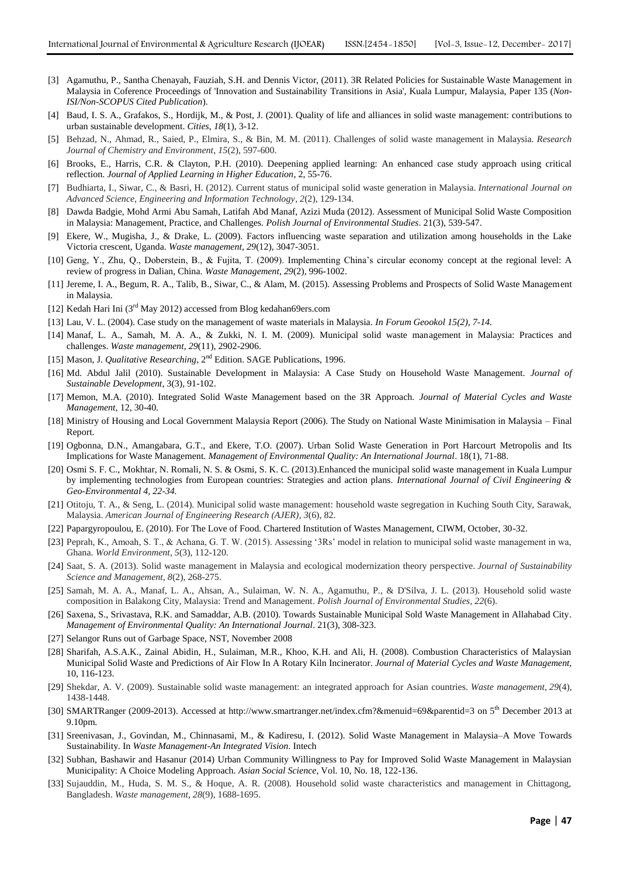[3] Agamuthu, P., Santha Chenayah, Fauziah, S.H. and Dennis Victor, (2011). 3R Related Policies for Sustainable Waste Management in Malaysia in Coference Proceedings of 'Innovation and Sustainability Transitions in Asia', Kuala Lumpur, Malaysia, Paper 135 (*Non-ISI/Non-SCOPUS Cited Publication*).

[4] Baud, I. S. A., Grafakos, S., Hordijk, M., & Post, J. (2001). Quality of life and alliances in solid waste management: contributions to urban sustainable development. *Cities*, *18*(1), 3-12.

[5] Behzad, N., Ahmad, R., Saied, P., Elmira, S., & Bin, M. M. (2011). Challenges of solid waste management in Malaysia. *Research Journal of Chemistry and Environment*, *15*(2), 597-600.

[6] Brooks, E., Harris, C.R. & Clayton, P.H. (2010). Deepening applied learning: An enhanced case study approach using critical reflection. *Journal of Applied Learning in Higher Education*, 2, 55-76.

[7] Budhiarta, I., Siwar, C., & Basri, H. (2012). Current status of municipal solid waste generation in Malaysia. *International Journal on Advanced Science, Engineering and Information Technology*, *2*(2), 129-134.

[8] Dawda Badgie, Mohd Armi Abu Samah, Latifah Abd Manaf, Azizi Muda (2012). Assessment of Municipal Solid Waste Composition in Malaysia: Management, Practice, and Challenges. *Polish Journal of Environmental Studies*. 21(3), 539-547.

[9] Ekere, W., Mugisha, J., & Drake, L. (2009). Factors influencing waste separation and utilization among households in the Lake Victoria crescent, Uganda. *Waste management*, *29*(12), 3047-3051.

[10] Geng, Y., Zhu, Q., Doberstein, B., & Fujita, T. (2009). Implementing China's circular economy concept at the regional level: A review of progress in Dalian, China. *Waste Management*, *29*(2), 996-1002.

[11] Jereme, I. A., Begum, R. A., Talib, B., Siwar, C., & Alam, M. (2015). Assessing Problems and Prospects of Solid Waste Management in Malaysia.

[12] Kedah Hari Ini (3rd May 2012) accessed from Blog kedahan69ers.com

[13] Lau, V. L. (2004). Case study on the management of waste materials in Malaysia. *In Forum Geookol 15(2), 7-14.*

[14] Manaf, L. A., Samah, M. A. A., & Zukki, N. I. M. (2009). Municipal solid waste management in Malaysia: Practices and challenges. *Waste management*, *29*(11), 2902-2906.

[15] Mason, J. *Qualitative Researching*, 2nd Edition. SAGE Publications, 1996.

[16] Md. Abdul Jalil (2010). Sustainable Development in Malaysia: A Case Study on Household Waste Management. *Journal of Sustainable Development*, 3(3), 91-102.

[17] Memon, M.A. (2010). Integrated Solid Waste Management based on the 3R Approach. *Journal of Material Cycles and Waste Management*, 12, 30-40.

[18] Ministry of Housing and Local Government Malaysia Report (2006). The Study on National Waste Minimisation in Malaysia – Final Report.

[19] Ogbonna, D.N., Amangabara, G.T., and Ekere, T.O. (2007). Urban Solid Waste Generation in Port Harcourt Metropolis and Its Implications for Waste Management. *Management of Environmental Quality: An International Journal*. 18(1), 71-88.

[20] Osmi S. F. C., Mokhtar, N. Romali, N. S. & Osmi, S. K. C. (2013).Enhanced the municipal solid waste management in Kuala Lumpur by implementing technologies from European countries: Strategies and action plans. *International Journal of Civil Engineering & Geo-Environmental 4, 22-34.*

[21] Otitoju, T. A., & Seng, L. (2014). Municipal solid waste management: household waste segregation in Kuching South City, Sarawak, Malaysia. *American Journal of Engineering Research (AJER)*, *3*(6), 82.

[22] Papargyropoulou, E. (2010). For The Love of Food. Chartered Institution of Wastes Management, CIWM, October, 30-32.

[23] Peprah, K., Amoah, S. T., & Achana, G. T. W. (2015). Assessing '3Rs' model in relation to municipal solid waste management in wa, Ghana. *World Environment*, *5*(3), 112-120.

[24] Saat, S. A. (2013). Solid waste management in Malaysia and ecological modernization theory perspective. *Journal of Sustainability Science and Management*, *8*(2), 268-275.

[25] Samah, M. A. A., Manaf, L. A., Ahsan, A., Sulaiman, W. N. A., Agamuthu, P., & D'Silva, J. L. (2013). Household solid waste composition in Balakong City, Malaysia: Trend and Management. *Polish Journal of Environmental Studies*, *22*(6).

[26] Saxena, S., Srivastava, R.K. and Samaddar, A.B. (2010). Towards Sustainable Municipal Sold Waste Management in Allahabad City. *Management of Environmental Quality: An International Journal*. 21(3), 308-323.

[27] Selangor Runs out of Garbage Space, NST, November 2008

[28] Sharifah, A.S.A.K., Zainal Abidin, H., Sulaiman, M.R., Khoo, K.H. and Ali, H. (2008). Combustion Characteristics of Malaysian Municipal Solid Waste and Predictions of Air Flow In A Rotary Kiln Incinerator. *Journal of Material Cycles and Waste Management*, 10, 116-123.

[29] Shekdar, A. V. (2009). Sustainable solid waste management: an integrated approach for Asian countries. *Waste management*, *29*(4), 1438-1448.

[30] SMARTRanger (2009-2013). Accessed at http://www.smartranger.net/index.cfm?&menuid=69&parentid=3 on 5th December 2013 at 9.10pm.

[31] Sreenivasan, J., Govindan, M., Chinnasami, M., & Kadiresu, I. (2012). Solid Waste Management in Malaysia–A Move Towards Sustainability. In *Waste Management-An Integrated Vision*. Intech

[32] Subhan, Bashawir and Hasanur (2014) Urban Community Willingness to Pay for Improved Solid Waste Management in Malaysian Municipality: A Choice Modeling Approach. *Asian Social Science*, Vol. 10, No. 18, 122-136.

[33] Sujauddin, M., Huda, S. M. S., & Hoque, A. R. (2008). Household solid waste characteristics and management in Chittagong, Bangladesh. *Waste management*, *28*(9), 1688-1695.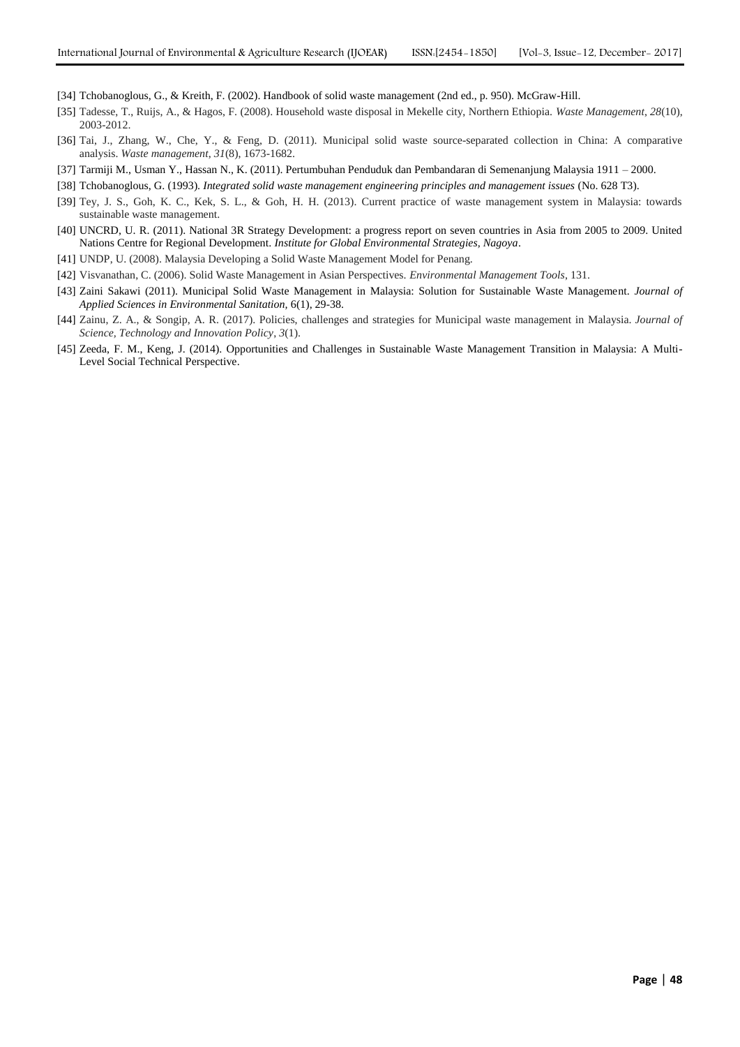[34] Tchobanoglous, G., & Kreith, F. (2002). Handbook of solid waste management (2nd ed., p. 950). McGraw-Hill.

[35] Tadesse, T., Ruijs, A., & Hagos, F. (2008). Household waste disposal in Mekelle city, Northern Ethiopia. *Waste Management*, *28*(10), 2003-2012.

[36] Tai, J., Zhang, W., Che, Y., & Feng, D. (2011). Municipal solid waste source-separated collection in China: A comparative analysis. *Waste management*, *31*(8), 1673-1682.

[37] Tarmiji M., Usman Y., Hassan N., K. (2011). Pertumbuhan Penduduk dan Pembandaran di Semenanjung Malaysia 1911 – 2000.

[38] Tchobanoglous, G. (1993). *Integrated solid waste management engineering principles and management issues* (No. 628 T3).

[39] Tey, J. S., Goh, K. C., Kek, S. L., & Goh, H. H. (2013). Current practice of waste management system in Malaysia: towards sustainable waste management.

[40] UNCRD, U. R. (2011). National 3R Strategy Development: a progress report on seven countries in Asia from 2005 to 2009. United Nations Centre for Regional Development. *Institute for Global Environmental Strategies, Nagoya*.

[41] UNDP, U. (2008). Malaysia Developing a Solid Waste Management Model for Penang.

[42] Visvanathan, C. (2006). Solid Waste Management in Asian Perspectives. *Environmental Management Tools*, 131.

[43] Zaini Sakawi (2011). Municipal Solid Waste Management in Malaysia: Solution for Sustainable Waste Management. *Journal of Applied Sciences in Environmental Sanitation*, 6(1), 29-38.

[44] Zainu, Z. A., & Songip, A. R. (2017). Policies, challenges and strategies for Municipal waste management in Malaysia. *Journal of Science, Technology and Innovation Policy*, *3*(1).

[45] Zeeda, F. M., Keng, J. (2014). Opportunities and Challenges in Sustainable Waste Management Transition in Malaysia: A Multi-Level Social Technical Perspective.